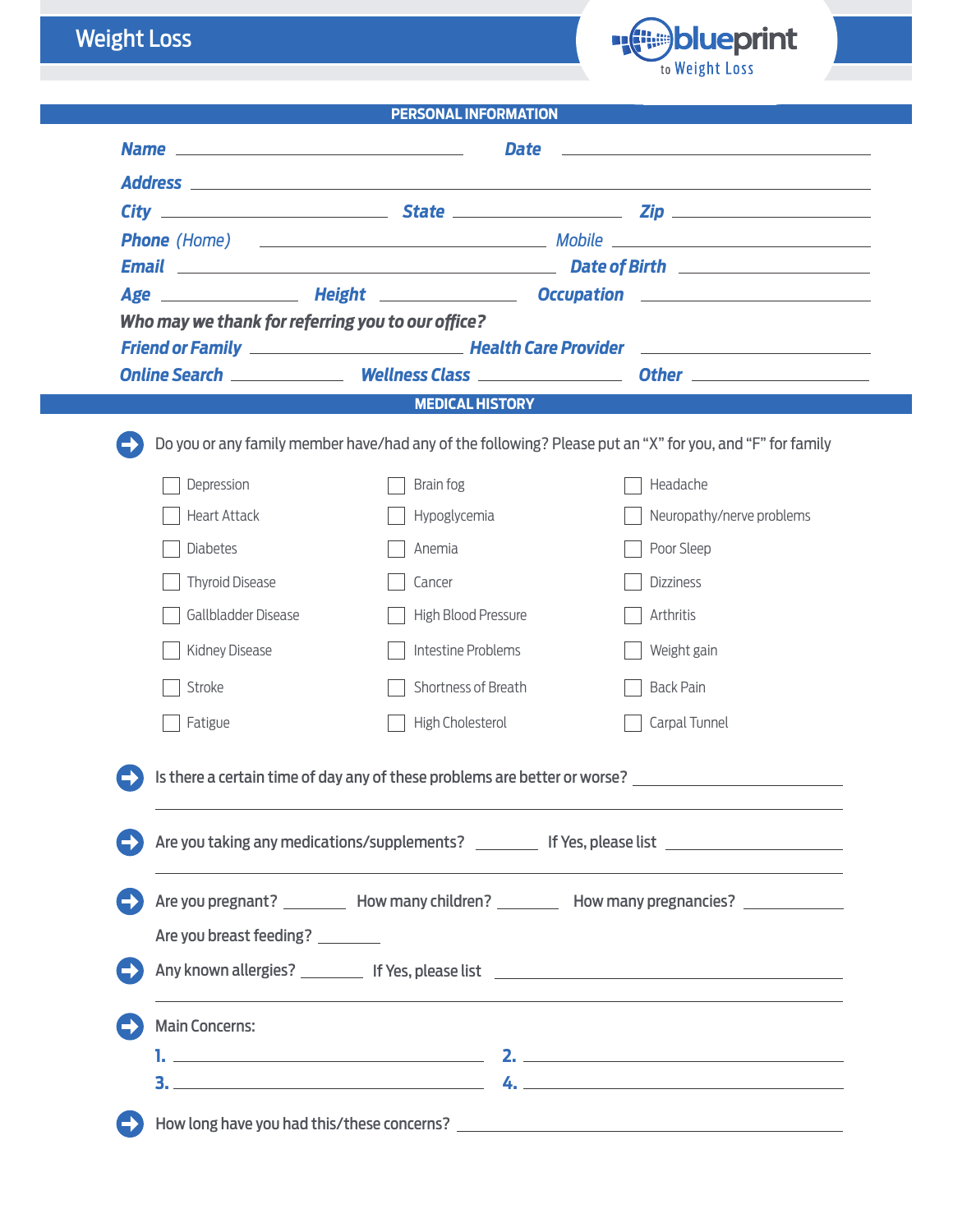# Weight Loss

blueprint to Weight Loss

## PERSONAL INFORMATION

**Name** ______________________ **Date** ______________________

**Address** ______________________________________________

**City** ______________ **State** ______________ **Zip** ______________

**Phone** *(Home)* ______________________ *Mobile* ______________________

**Email** ______________________ **Date of Birth** ______________________

**Age** ____________ **Height** ____________ **Occupation** ______________

**Who may we thank for referring you to our office?**

**Friend or Family** ______________ **Health Care Provider** ______________

**Online Search** ____________ **Wellness Class** ____________ **Other** ____________

## MEDICAL HISTORY

Do you or any family member have/had any of the following? Please put an "X" for you, and "F" for family

| | | |
|---|---|---|
| ☐ Depression | ☐ Brain fog | ☐ Headache |
| ☐ Heart Attack | ☐ Hypoglycemia | ☐ Neuropathy/nerve problems |
| ☐ Diabetes | ☐ Anemia | ☐ Poor Sleep |
| ☐ Thyroid Disease | ☐ Cancer | ☐ Dizziness |
| ☐ Gallbladder Disease | ☐ High Blood Pressure | ☐ Arthritis |
| ☐ Kidney Disease | ☐ Intestine Problems | ☐ Weight gain |
| ☐ Stroke | ☐ Shortness of Breath | ☐ Back Pain |
| ☐ Fatigue | ☐ High Cholesterol | ☐ Carpal Tunnel |

Is there a certain time of day any of these problems are better or worse? ______________________

______________________________________________

Are you taking any medications/supplements? ________ If Yes, please list ______________________

______________________________________________

Are you pregnant? ________ How many children? ________ How many pregnancies? ________

Are you breast feeding? ________

Any known allergies? ________ If Yes, please list ______________________

______________________________________________

Main Concerns:

**1.** ______________________ **2.** ______________________

**3.** ______________________ **4.** ______________________

How long have you had this/these concerns? ______________________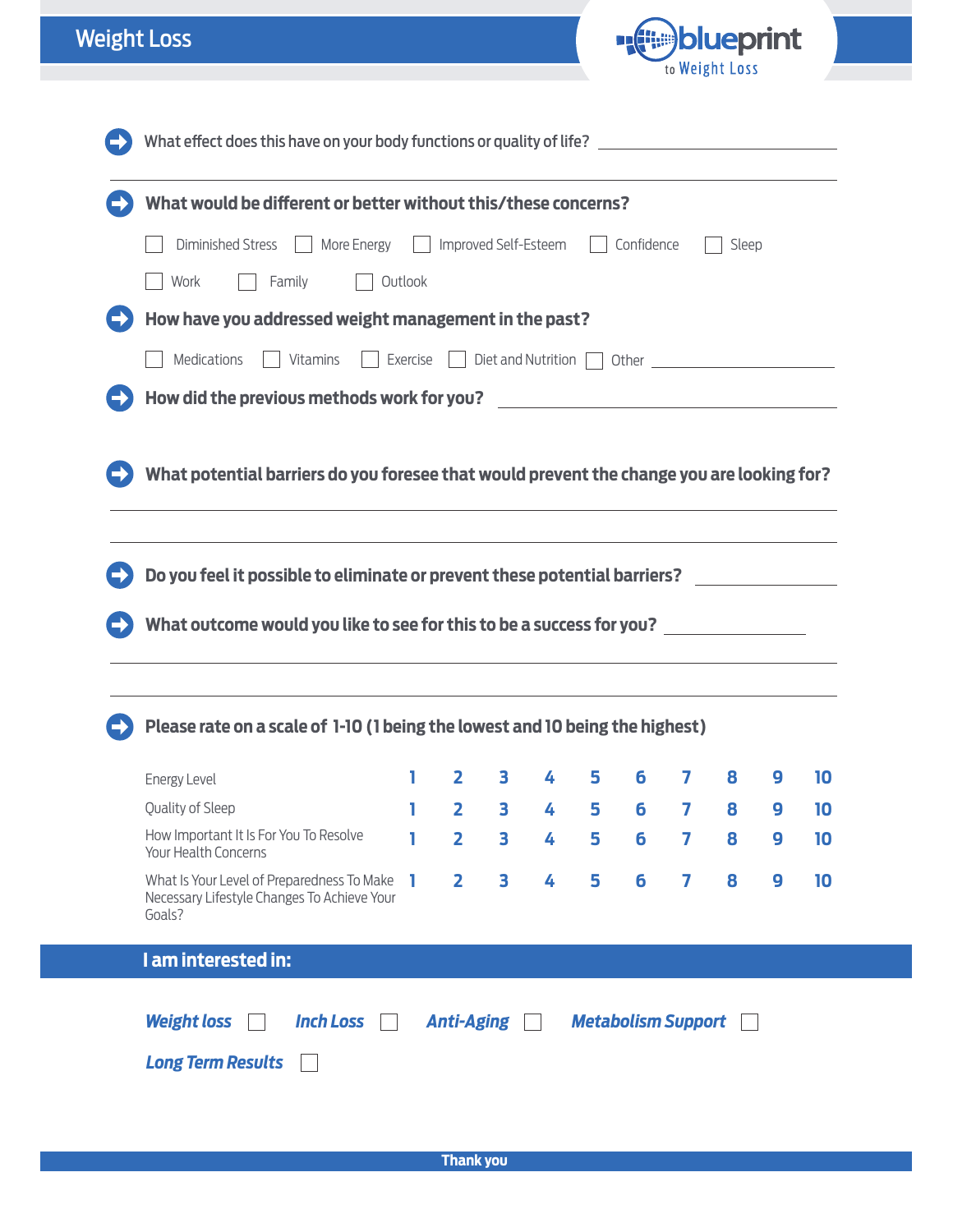## Weight Loss

blueprint to Weight Loss

- What effect does this have on your body functions or quality of life? ______________________

______________________________________________

- **What would be different or better without this/these concerns?**

  ☐ Diminished Stress ☐ More Energy ☐ Improved Self-Esteem ☐ Confidence ☐ Sleep

  ☐ Work ☐ Family ☐ Outlook

- **How have you addressed weight management in the past?**

  ☐ Medications ☐ Vitamins ☐ Exercise ☐ Diet and Nutrition ☐ Other ______________________

- **How did the previous methods work for you?** ______________________

- **What potential barriers do you foresee that would prevent the change you are looking for?**

______________________________________________

______________________________________________

- **Do you feel it possible to eliminate or prevent these potential barriers?** ______________________

- **What outcome would you like to see for this to be a success for you?** ______________________

______________________________________________

______________________________________________

- **Please rate on a scale of 1-10 (1 being the lowest and 10 being the highest)**

| | | | | | | | | | | |
|---|---|---|---|---|---|---|---|---|---|---|
| Energy Level | 1 | 2 | 3 | 4 | 5 | 6 | 7 | 8 | 9 | 10 |
| Quality of Sleep | 1 | 2 | 3 | 4 | 5 | 6 | 7 | 8 | 9 | 10 |
| How Important It Is For You To Resolve Your Health Concerns | 1 | 2 | 3 | 4 | 5 | 6 | 7 | 8 | 9 | 10 |
| What Is Your Level of Preparedness To Make Necessary Lifestyle Changes To Achieve Your Goals? | 1 | 2 | 3 | 4 | 5 | 6 | 7 | 8 | 9 | 10 |

## I am interested in:

***Weight loss*** ☐ ***Inch Loss*** ☐ ***Anti-Aging*** ☐ ***Metabolism Support*** ☐

***Long Term Results*** ☐

**Thank you**